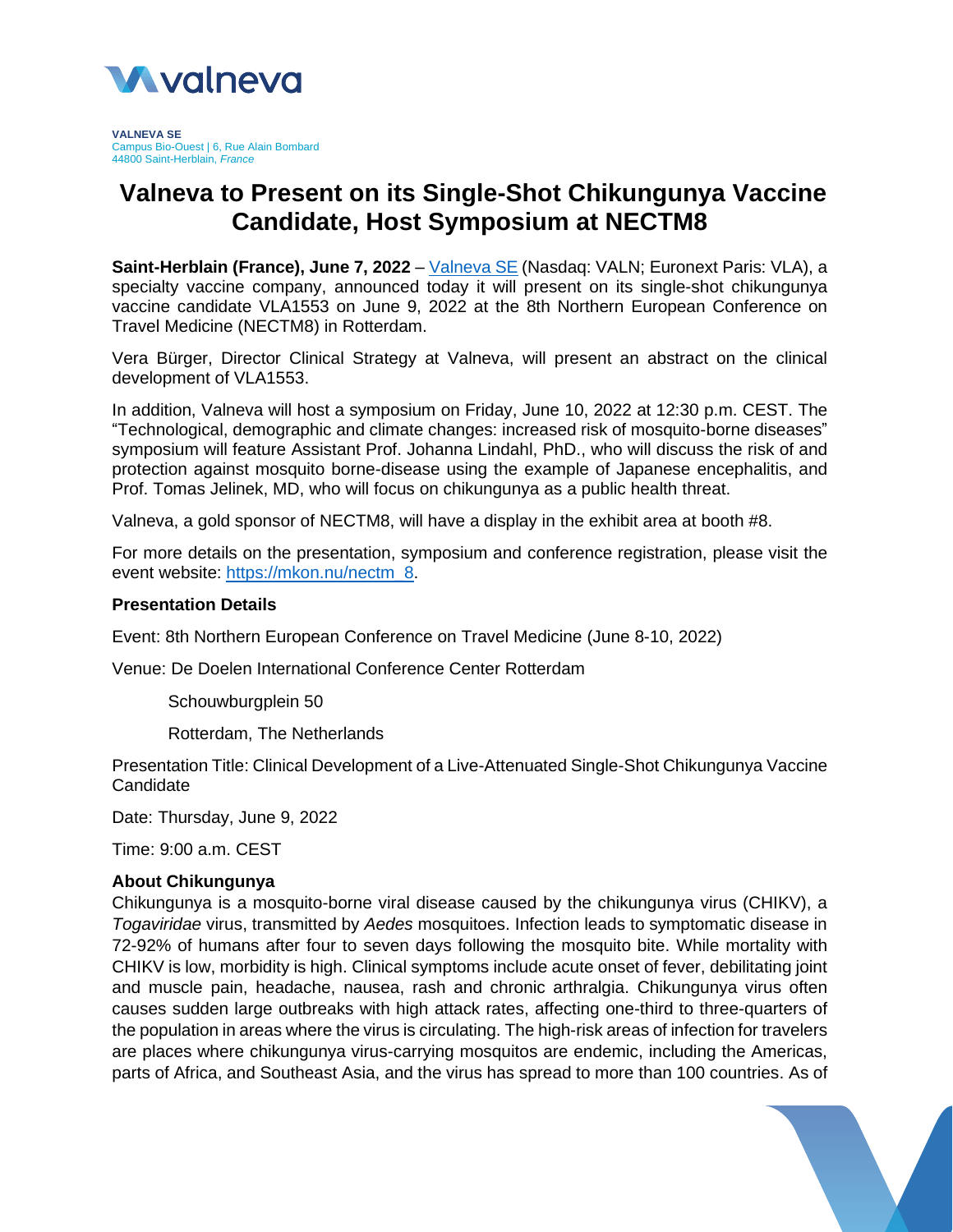**VALNEVA SE**
Campus Bio-Ouest | 6, Rue Alain Bombard
44800 Saint-Herblain, *France*

# Valneva to Present on its Single-Shot Chikungunya Vaccine Candidate, Host Symposium at NECTM8

**Saint-Herblain (France), June 7, 2022** – [Valneva SE](Valneva SE) (Nasdaq: VALN; Euronext Paris: VLA), a specialty vaccine company, announced today it will present on its single-shot chikungunya vaccine candidate VLA1553 on June 9, 2022 at the 8th Northern European Conference on Travel Medicine (NECTM8) in Rotterdam.

Vera Bürger, Director Clinical Strategy at Valneva, will present an abstract on the clinical development of VLA1553.

In addition, Valneva will host a symposium on Friday, June 10, 2022 at 12:30 p.m. CEST. The "Technological, demographic and climate changes: increased risk of mosquito-borne diseases" symposium will feature Assistant Prof. Johanna Lindahl, PhD., who will discuss the risk of and protection against mosquito borne-disease using the example of Japanese encephalitis, and Prof. Tomas Jelinek, MD, who will focus on chikungunya as a public health threat.

Valneva, a gold sponsor of NECTM8, will have a display in the exhibit area at booth #8.

For more details on the presentation, symposium and conference registration, please visit the event website: https://mkon.nu/nectm_8.

**Presentation Details**

Event: 8th Northern European Conference on Travel Medicine (June 8-10, 2022)

Venue: De Doelen International Conference Center Rotterdam

Schouwburgplein 50

Rotterdam, The Netherlands

Presentation Title: Clinical Development of a Live-Attenuated Single-Shot Chikungunya Vaccine Candidate

Date: Thursday, June 9, 2022

Time: 9:00 a.m. CEST

**About Chikungunya**

Chikungunya is a mosquito-borne viral disease caused by the chikungunya virus (CHIKV), a *Togaviridae* virus, transmitted by *Aedes* mosquitoes. Infection leads to symptomatic disease in 72-92% of humans after four to seven days following the mosquito bite. While mortality with CHIKV is low, morbidity is high. Clinical symptoms include acute onset of fever, debilitating joint and muscle pain, headache, nausea, rash and chronic arthralgia. Chikungunya virus often causes sudden large outbreaks with high attack rates, affecting one-third to three-quarters of the population in areas where the virus is circulating. The high-risk areas of infection for travelers are places where chikungunya virus-carrying mosquitos are endemic, including the Americas, parts of Africa, and Southeast Asia, and the virus has spread to more than 100 countries. As of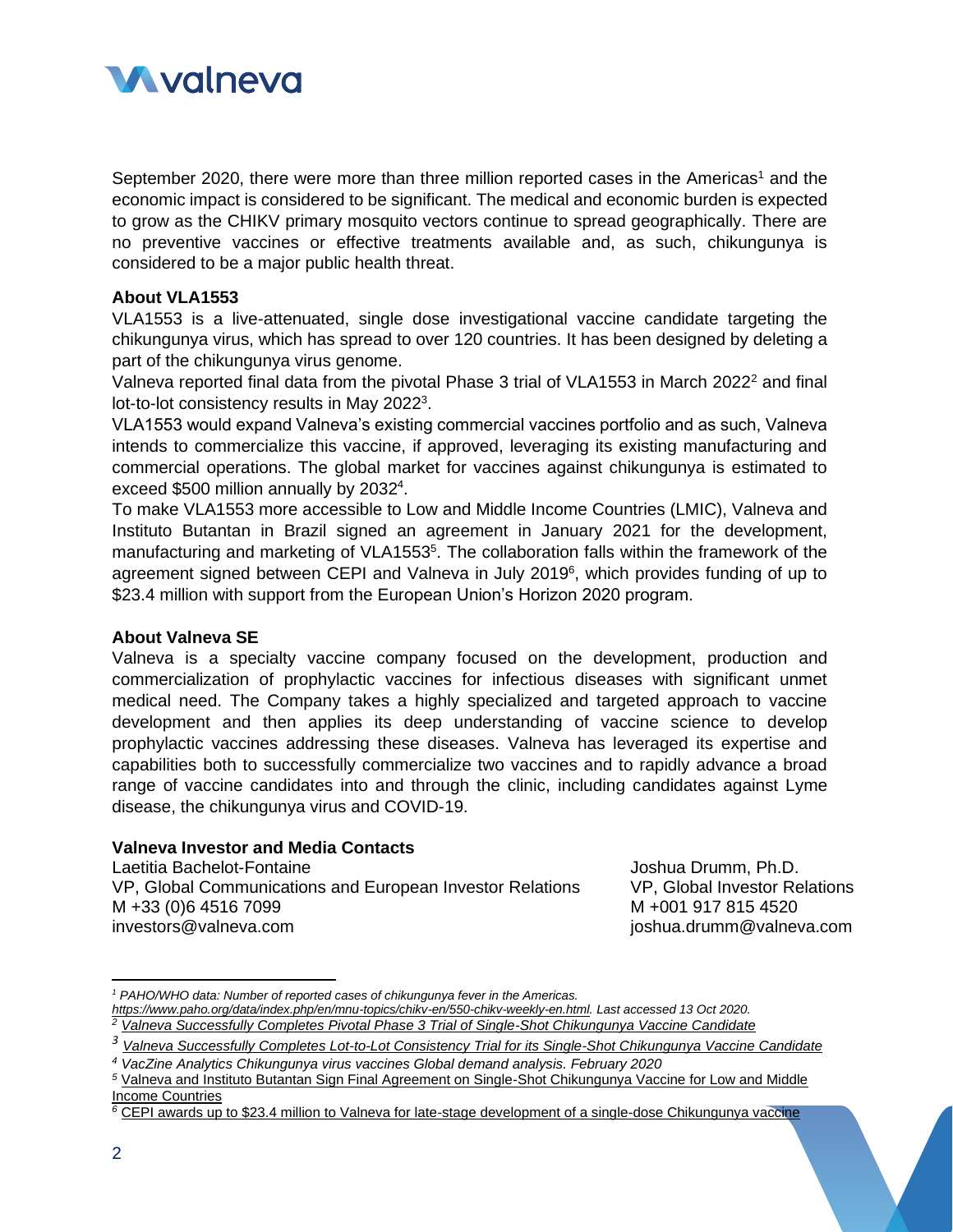September 2020, there were more than three million reported cases in the Americas[1] and the economic impact is considered to be significant. The medical and economic burden is expected to grow as the CHIKV primary mosquito vectors continue to spread geographically. There are no preventive vaccines or effective treatments available and, as such, chikungunya is considered to be a major public health threat.

**About VLA1553**

VLA1553 is a live-attenuated, single dose investigational vaccine candidate targeting the chikungunya virus, which has spread to over 120 countries. It has been designed by deleting a part of the chikungunya virus genome.

Valneva reported final data from the pivotal Phase 3 trial of VLA1553 in March 2022[2] and final lot-to-lot consistency results in May 2022[3].

VLA1553 would expand Valneva's existing commercial vaccines portfolio and as such, Valneva intends to commercialize this vaccine, if approved, leveraging its existing manufacturing and commercial operations. The global market for vaccines against chikungunya is estimated to exceed $500 million annually by 2032[4].

To make VLA1553 more accessible to Low and Middle Income Countries (LMIC), Valneva and Instituto Butantan in Brazil signed an agreement in January 2021 for the development, manufacturing and marketing of VLA1553[5]. The collaboration falls within the framework of the agreement signed between CEPI and Valneva in July 2019[6], which provides funding of up to $23.4 million with support from the European Union's Horizon 2020 program.

**About Valneva SE**

Valneva is a specialty vaccine company focused on the development, production and commercialization of prophylactic vaccines for infectious diseases with significant unmet medical need. The Company takes a highly specialized and targeted approach to vaccine development and then applies its deep understanding of vaccine science to develop prophylactic vaccines addressing these diseases. Valneva has leveraged its expertise and capabilities both to successfully commercialize two vaccines and to rapidly advance a broad range of vaccine candidates into and through the clinic, including candidates against Lyme disease, the chikungunya virus and COVID-19.

**Valneva Investor and Media Contacts**

Laetitia Bachelot-Fontaine
VP, Global Communications and European Investor Relations
M +33 (0)6 4516 7099
investors@valneva.com

Joshua Drumm, Ph.D.
VP, Global Investor Relations
M +001 917 815 4520
joshua.drumm@valneva.com

---

[1] *PAHO/WHO data: Number of reported cases of chikungunya fever in the Americas. https://www.paho.org/data/index.php/en/mnu-topics/chikv-en/550-chikv-weekly-en.html. Last accessed 13 Oct 2020.*

[2] *Valneva Successfully Completes Pivotal Phase 3 Trial of Single-Shot Chikungunya Vaccine Candidate*

[3] *Valneva Successfully Completes Lot-to-Lot Consistency Trial for its Single-Shot Chikungunya Vaccine Candidate*

[4] *VacZine Analytics Chikungunya virus vaccines Global demand analysis. February 2020*

[5] Valneva and Instituto Butantan Sign Final Agreement on Single-Shot Chikungunya Vaccine for Low and Middle Income Countries

[6] CEPI awards up to $23.4 million to Valneva for late-stage development of a single-dose Chikungunya vaccine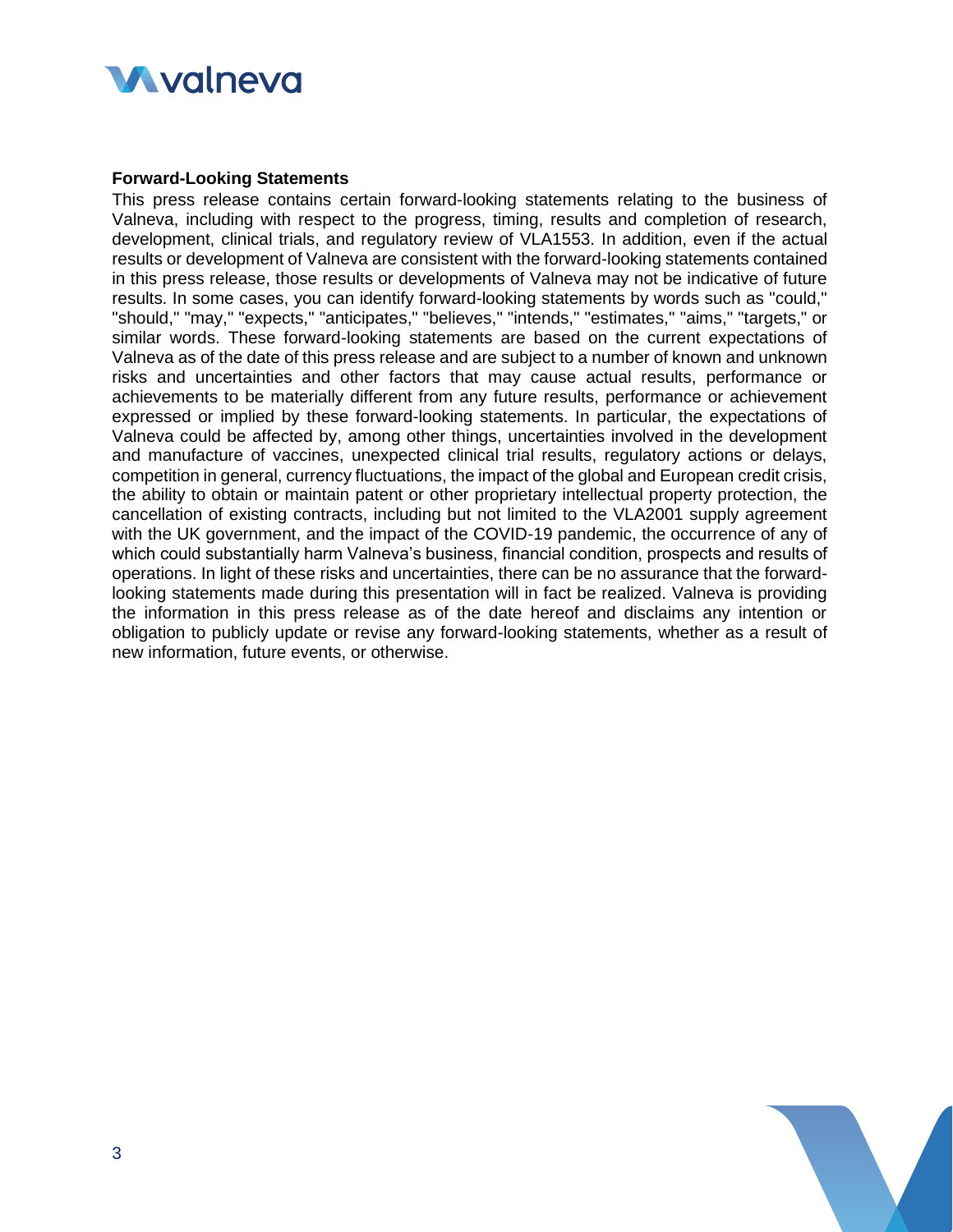**Forward-Looking Statements**

This press release contains certain forward-looking statements relating to the business of Valneva, including with respect to the progress, timing, results and completion of research, development, clinical trials, and regulatory review of VLA1553. In addition, even if the actual results or development of Valneva are consistent with the forward-looking statements contained in this press release, those results or developments of Valneva may not be indicative of future results. In some cases, you can identify forward-looking statements by words such as "could," "should," "may," "expects," "anticipates," "believes," "intends," "estimates," "aims," "targets," or similar words. These forward-looking statements are based on the current expectations of Valneva as of the date of this press release and are subject to a number of known and unknown risks and uncertainties and other factors that may cause actual results, performance or achievements to be materially different from any future results, performance or achievement expressed or implied by these forward-looking statements. In particular, the expectations of Valneva could be affected by, among other things, uncertainties involved in the development and manufacture of vaccines, unexpected clinical trial results, regulatory actions or delays, competition in general, currency fluctuations, the impact of the global and European credit crisis, the ability to obtain or maintain patent or other proprietary intellectual property protection, the cancellation of existing contracts, including but not limited to the VLA2001 supply agreement with the UK government, and the impact of the COVID-19 pandemic, the occurrence of any of which could substantially harm Valneva's business, financial condition, prospects and results of operations. In light of these risks and uncertainties, there can be no assurance that the forward-looking statements made during this presentation will in fact be realized. Valneva is providing the information in this press release as of the date hereof and disclaims any intention or obligation to publicly update or revise any forward-looking statements, whether as a result of new information, future events, or otherwise.